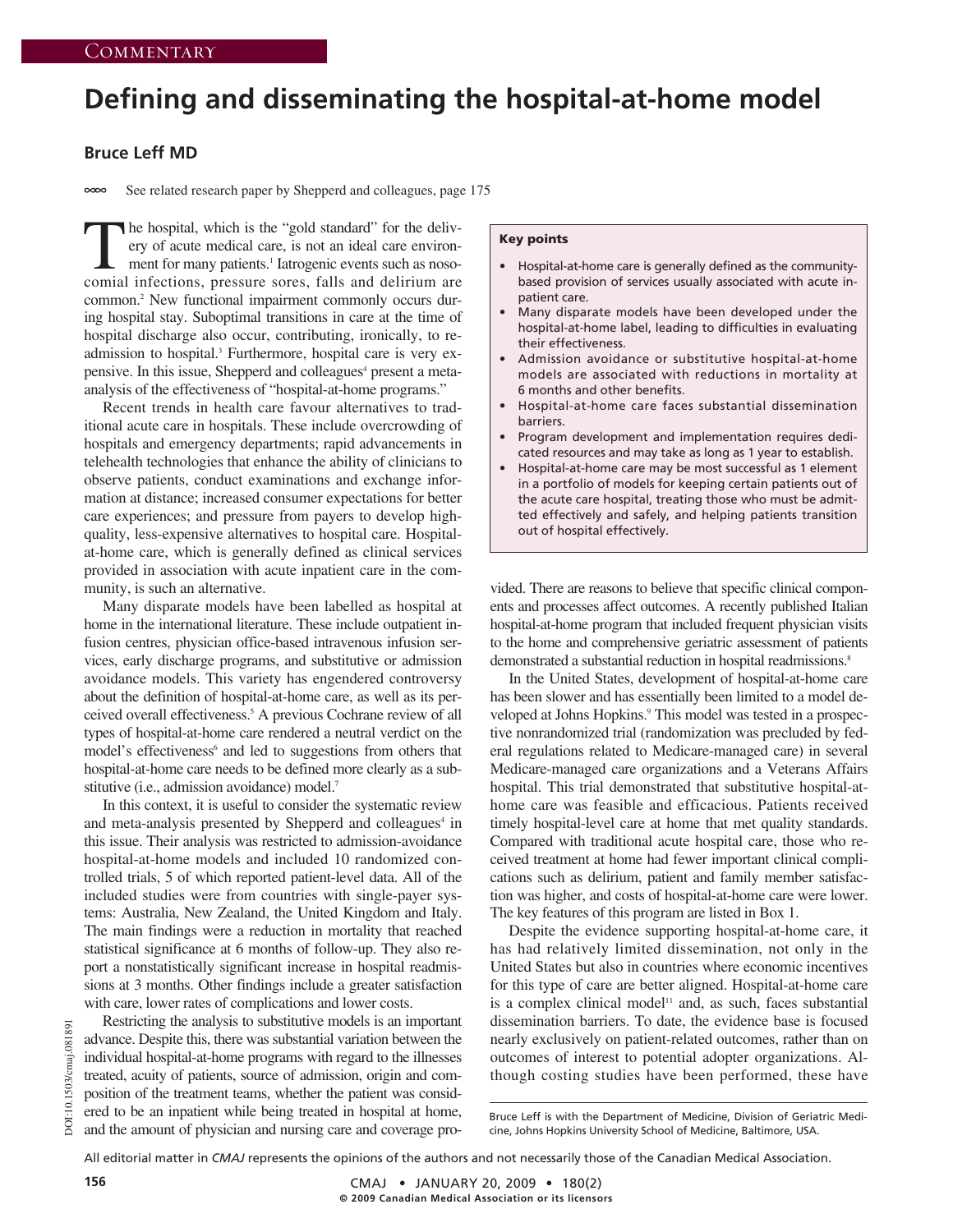Commentary

# Defining and disseminating the hospital-at-home model

**Bruce Leff MD**

See related research paper by Shepperd and colleagues, page 175

The hospital, which is the "gold standard" for the delivery of acute medical care, is not an ideal care environment for many patients.[1] Iatrogenic events such as nosocomial infections, pressure sores, falls and delirium are common.[2] New functional impairment commonly occurs during hospital stay. Suboptimal transitions in care at the time of hospital discharge also occur, contributing, ironically, to readmission to hospital.[3] Furthermore, hospital care is very expensive. In this issue, Shepperd and colleagues[4] present a meta-analysis of the effectiveness of "hospital-at-home programs."

Recent trends in health care favour alternatives to traditional acute care in hospitals. These include overcrowding of hospitals and emergency departments; rapid advancements in telehealth technologies that enhance the ability of clinicians to observe patients, conduct examinations and exchange information at distance; increased consumer expectations for better care experiences; and pressure from payers to develop high-quality, less-expensive alternatives to hospital care. Hospital-at-home care, which is generally defined as clinical services provided in association with acute inpatient care in the community, is such an alternative.

Many disparate models have been labelled as hospital at home in the international literature. These include outpatient infusion centres, physician office-based intravenous infusion services, early discharge programs, and substitutive or admission avoidance models. This variety has engendered controversy about the definition of hospital-at-home care, as well as its perceived overall effectiveness.[5] A previous Cochrane review of all types of hospital-at-home care rendered a neutral verdict on the model's effectiveness[6] and led to suggestions from others that hospital-at-home care needs to be defined more clearly as a substitutive (i.e., admission avoidance) model.[7]

In this context, it is useful to consider the systematic review and meta-analysis presented by Shepperd and colleagues[4] in this issue. Their analysis was restricted to admission-avoidance hospital-at-home models and included 10 randomized controlled trials, 5 of which reported patient-level data. All of the included studies were from countries with single-payer systems: Australia, New Zealand, the United Kingdom and Italy. The main findings were a reduction in mortality that reached statistical significance at 6 months of follow-up. They also report a nonstatistically significant increase in hospital readmissions at 3 months. Other findings include a greater satisfaction with care, lower rates of complications and lower costs.

Restricting the analysis to substitutive models is an important advance. Despite this, there was substantial variation between the individual hospital-at-home programs with regard to the illnesses treated, acuity of patients, source of admission, origin and composition of the treatment teams, whether the patient was considered to be an inpatient while being treated in hospital at home, and the amount of physician and nursing care and coverage provided. There are reasons to believe that specific clinical components and processes affect outcomes. A recently published Italian hospital-at-home program that included frequent physician visits to the home and comprehensive geriatric assessment of patients demonstrated a substantial reduction in hospital readmissions.[8]

In the United States, development of hospital-at-home care has been slower and has essentially been limited to a model developed at Johns Hopkins.[9] This model was tested in a prospective nonrandomized trial (randomization was precluded by federal regulations related to Medicare-managed care) in several Medicare-managed care organizations and a Veterans Affairs hospital. This trial demonstrated that substitutive hospital-at-home care was feasible and efficacious. Patients received timely hospital-level care at home that met quality standards. Compared with traditional acute hospital care, those who received treatment at home had fewer important clinical complications such as delirium, patient and family member satisfaction was higher, and costs of hospital-at-home care were lower. The key features of this program are listed in Box 1.

Despite the evidence supporting hospital-at-home care, it has had relatively limited dissemination, not only in the United States but also in countries where economic incentives for this type of care are better aligned. Hospital-at-home care is a complex clinical model[11] and, as such, faces substantial dissemination barriers. To date, the evidence base is focused nearly exclusively on patient-related outcomes, rather than on outcomes of interest to potential adopter organizations. Although costing studies have been performed, these have

**Key points**

- Hospital-at-home care is generally defined as the community-based provision of services usually associated with acute inpatient care.
- Many disparate models have been developed under the hospital-at-home label, leading to difficulties in evaluating their effectiveness.
- Admission avoidance or substitutive hospital-at-home models are associated with reductions in mortality at 6 months and other benefits.
- Hospital-at-home care faces substantial dissemination barriers.
- Program development and implementation requires dedicated resources and may take as long as 1 year to establish.
- Hospital-at-home care may be most successful as 1 element in a portfolio of models for keeping certain patients out of the acute care hospital, treating those who must be admitted effectively and safely, and helping patients transition out of hospital effectively.

Bruce Leff is with the Department of Medicine, Division of Geriatric Medicine, Johns Hopkins University School of Medicine, Baltimore, USA.

All editorial matter in *CMAJ* represents the opinions of the authors and not necessarily those of the Canadian Medical Association.

DOI:10.1503/cmaj.081891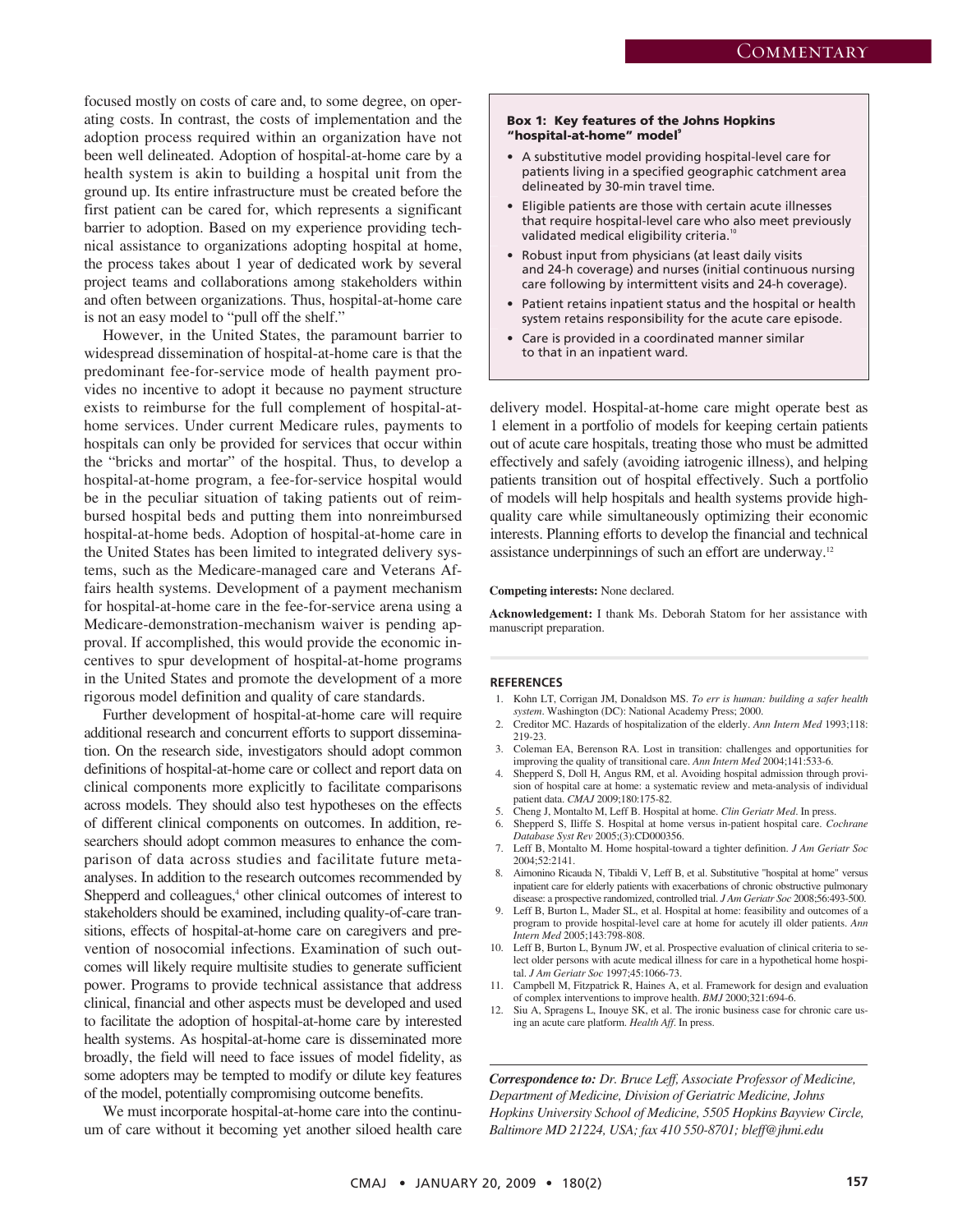focused mostly on costs of care and, to some degree, on operating costs. In contrast, the costs of implementation and the adoption process required within an organization have not been well delineated. Adoption of hospital-at-home care by a health system is akin to building a hospital unit from the ground up. Its entire infrastructure must be created before the first patient can be cared for, which represents a significant barrier to adoption. Based on my experience providing technical assistance to organizations adopting hospital at home, the process takes about 1 year of dedicated work by several project teams and collaborations among stakeholders within and often between organizations. Thus, hospital-at-home care is not an easy model to "pull off the shelf."

However, in the United States, the paramount barrier to widespread dissemination of hospital-at-home care is that the predominant fee-for-service mode of health payment provides no incentive to adopt it because no payment structure exists to reimburse for the full complement of hospital-at-home services. Under current Medicare rules, payments to hospitals can only be provided for services that occur within the "bricks and mortar" of the hospital. Thus, to develop a hospital-at-home program, a fee-for-service hospital would be in the peculiar situation of taking patients out of reimbursed hospital beds and putting them into nonreimbursed hospital-at-home beds. Adoption of hospital-at-home care in the United States has been limited to integrated delivery systems, such as the Medicare-managed care and Veterans Affairs health systems. Development of a payment mechanism for hospital-at-home care in the fee-for-service arena using a Medicare-demonstration-mechanism waiver is pending approval. If accomplished, this would provide the economic incentives to spur development of hospital-at-home programs in the United States and promote the development of a more rigorous model definition and quality of care standards.

Further development of hospital-at-home care will require additional research and concurrent efforts to support dissemination. On the research side, investigators should adopt common definitions of hospital-at-home care or collect and report data on clinical components more explicitly to facilitate comparisons across models. They should also test hypotheses on the effects of different clinical components on outcomes. In addition, researchers should adopt common measures to enhance the comparison of data across studies and facilitate future meta-analyses. In addition to the research outcomes recommended by Shepperd and colleagues,[4] other clinical outcomes of interest to stakeholders should be examined, including quality-of-care transitions, effects of hospital-at-home care on caregivers and prevention of nosocomial infections. Examination of such outcomes will likely require multisite studies to generate sufficient power. Programs to provide technical assistance that address clinical, financial and other aspects must be developed and used to facilitate the adoption of hospital-at-home care by interested health systems. As hospital-at-home care is disseminated more broadly, the field will need to face issues of model fidelity, as some adopters may be tempted to modify or dilute key features of the model, potentially compromising outcome benefits.

We must incorporate hospital-at-home care into the continuum of care without it becoming yet another siloed health care delivery model. Hospital-at-home care might operate best as 1 element in a portfolio of models for keeping certain patients out of acute care hospitals, treating those who must be admitted effectively and safely (avoiding iatrogenic illness), and helping patients transition out of hospital effectively. Such a portfolio of models will help hospitals and health systems provide high-quality care while simultaneously optimizing their economic interests. Planning efforts to develop the financial and technical assistance underpinnings of such an effort are underway.[12]

**Box 1: Key features of the Johns Hopkins "hospital-at-home" model[9]**

- A substitutive model providing hospital-level care for patients living in a specified geographic catchment area delineated by 30-min travel time.
- Eligible patients are those with certain acute illnesses that require hospital-level care who also meet previously validated medical eligibility criteria.[10]
- Robust input from physicians (at least daily visits and 24-h coverage) and nurses (initial continuous nursing care following by intermittent visits and 24-h coverage).
- Patient retains inpatient status and the hospital or health system retains responsibility for the acute care episode.
- Care is provided in a coordinated manner similar to that in an inpatient ward.

**Competing interests:** None declared.

**Acknowledgement:** I thank Ms. Deborah Statom for her assistance with manuscript preparation.

## REFERENCES

1. Kohn LT, Corrigan JM, Donaldson MS. *To err is human: building a safer health system*. Washington (DC): National Academy Press; 2000.
2. Creditor MC. Hazards of hospitalization of the elderly. *Ann Intern Med* 1993;118:219-23.
3. Coleman EA, Berenson RA. Lost in transition: challenges and opportunities for improving the quality of transitional care. *Ann Intern Med* 2004;141:533-6.
4. Shepperd S, Doll H, Angus RM, et al. Avoiding hospital admission through provision of hospital care at home: a systematic review and meta-analysis of individual patient data. *CMAJ* 2009;180:175-82.
5. Cheng J, Montalto M, Leff B. Hospital at home. *Clin Geriatr Med*. In press.
6. Shepperd S, Iliffe S. Hospital at home versus in-patient hospital care. *Cochrane Database Syst Rev* 2005;(3):CD000356.
7. Leff B, Montalto M. Home hospital-toward a tighter definition. *J Am Geriatr Soc* 2004;52:2141.
8. Aimonino Ricauda N, Tibaldi V, Leff B, et al. Substitutive "hospital at home" versus inpatient care for elderly patients with exacerbations of chronic obstructive pulmonary disease: a prospective randomized, controlled trial. *J Am Geriatr Soc* 2008;56:493-500.
9. Leff B, Burton L, Mader SL, et al. Hospital at home: feasibility and outcomes of a program to provide hospital-level care at home for acutely ill older patients. *Ann Intern Med* 2005;143:798-808.
10. Leff B, Burton L, Bynum JW, et al. Prospective evaluation of clinical criteria to select older persons with acute medical illness for care in a hypothetical home hospital. *J Am Geriatr Soc* 1997;45:1066-73.
11. Campbell M, Fitzpatrick R, Haines A, et al. Framework for design and evaluation of complex interventions to improve health. *BMJ* 2000;321:694-6.
12. Siu A, Spragens L, Inouye SK, et al. The ironic business case for chronic care using an acute care platform. *Health Aff*. In press.

***Correspondence to:*** *Dr. Bruce Leff, Associate Professor of Medicine, Department of Medicine, Division of Geriatric Medicine, Johns Hopkins University School of Medicine, 5505 Hopkins Bayview Circle, Baltimore MD 21224, USA; fax 410 550-8701; bleff@jhmi.edu*